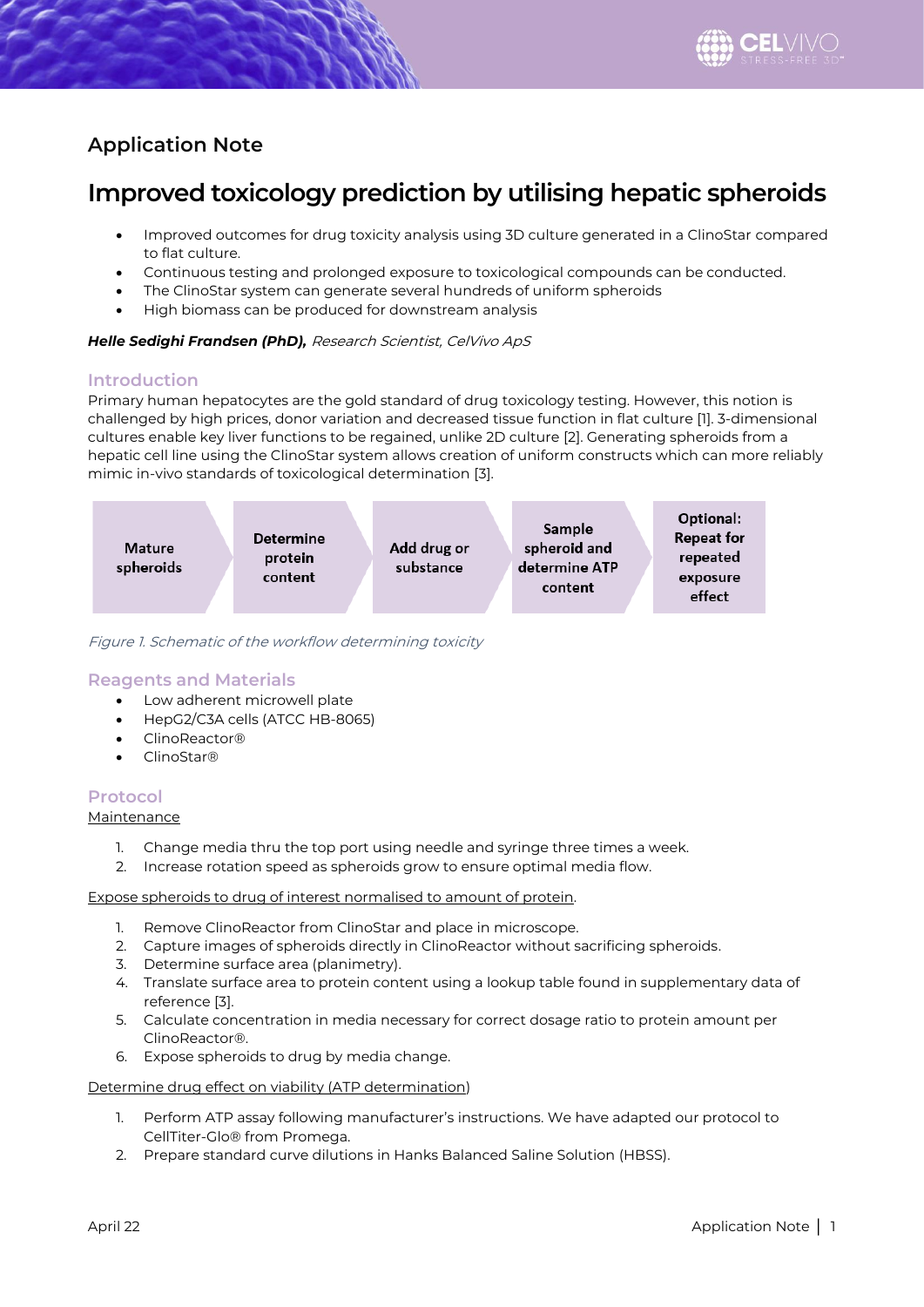Application Note

# Improved toxicology prediction by utilising hepatic spheroids

- Improved outcomes for drug toxicity analysis using 3D culture generated in a ClinoStar compared to flat culture.
- Continuous testing and prolonged exposure to toxicological compounds can be conducted.
- The ClinoStar system can generate several hundreds of uniform spheroids
- High biomass can be produced for downstream analysis

***Helle Sedighi Frandsen (PhD),*** *Research Scientist, CelVivo ApS*

## Introduction

Primary human hepatocytes are the gold standard of drug toxicology testing. However, this notion is challenged by high prices, donor variation and decreased tissue function in flat culture [1]. 3-dimensional cultures enable key liver functions to be regained, unlike 2D culture [2]. Generating spheroids from a hepatic cell line using the ClinoStar system allows creation of uniform constructs which can more reliably mimic in-vivo standards of toxicological determination [3].

Mature spheroids → **Determine protein content** → **Add drug or substance** → **Sample spheroid and determine ATP content** → **Optional: Repeat for repeated exposure effect**

*Figure 1. Schematic of the workflow determining toxicity*

## Reagents and Materials

- Low adherent microwell plate
- HepG2/C3A cells (ATCC HB-8065)
- ClinoReactor®
- ClinoStar®

## Protocol

<u>Maintenance</u>

1. Change media thru the top port using needle and syringe three times a week.
2. Increase rotation speed as spheroids grow to ensure optimal media flow.

<u>Expose spheroids to drug of interest normalised to amount of protein</u>.

1. Remove ClinoReactor from ClinoStar and place in microscope.
2. Capture images of spheroids directly in ClinoReactor without sacrificing spheroids.
3. Determine surface area (planimetry).
4. Translate surface area to protein content using a lookup table found in supplementary data of reference [3].
5. Calculate concentration in media necessary for correct dosage ratio to protein amount per ClinoReactor®.
6. Expose spheroids to drug by media change.

<u>Determine drug effect on viability (ATP determination</u>)

1. Perform ATP assay following manufacturer's instructions. We have adapted our protocol to CellTiter-Glo® from Promega.
2. Prepare standard curve dilutions in Hanks Balanced Saline Solution (HBSS).

April 22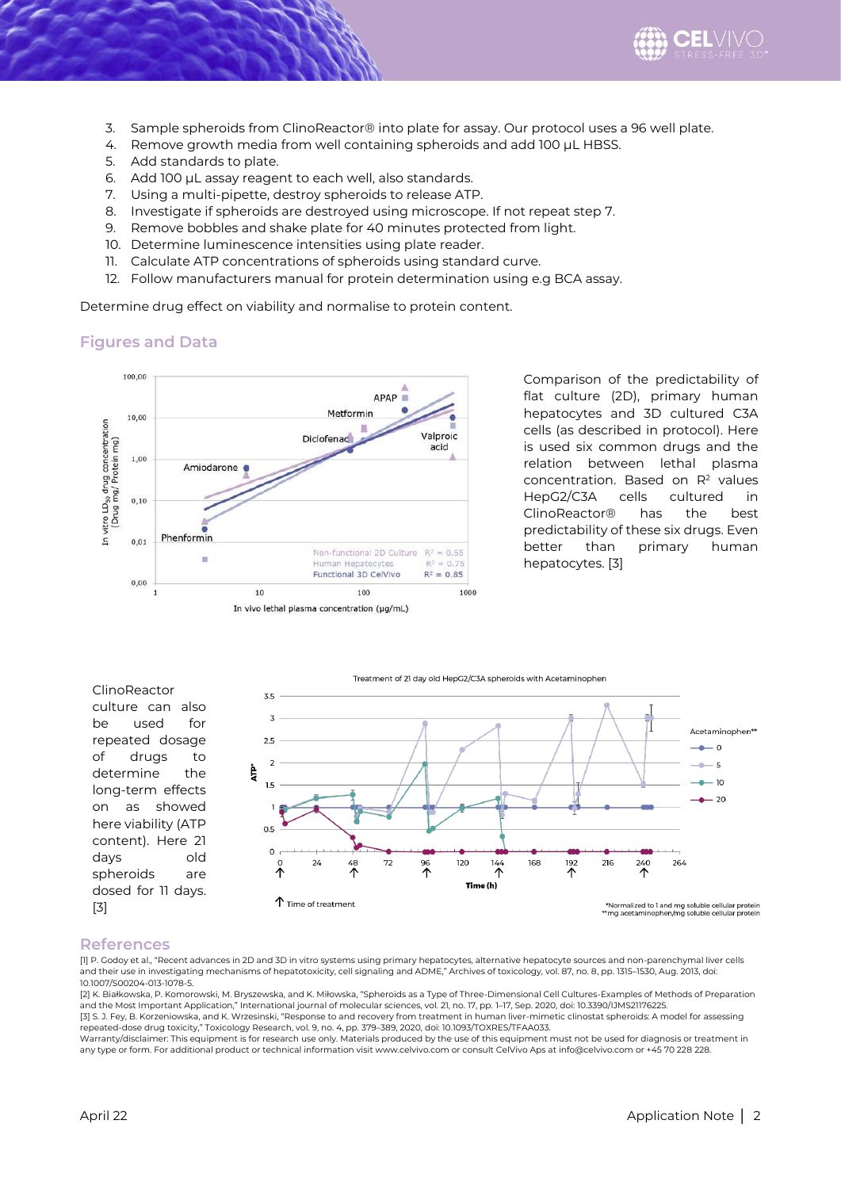3. Sample spheroids from ClinoReactor® into plate for assay. Our protocol uses a 96 well plate.
4. Remove growth media from well containing spheroids and add 100 µL HBSS.
5. Add standards to plate.
6. Add 100 µL assay reagent to each well, also standards.
7. Using a multi-pipette, destroy spheroids to release ATP.
8. Investigate if spheroids are destroyed using microscope. If not repeat step 7.
9. Remove bobbles and shake plate for 40 minutes protected from light.
10. Determine luminescence intensities using plate reader.
11. Calculate ATP concentrations of spheroids using standard curve.
12. Follow manufacturers manual for protein determination using e.g BCA assay.

Determine drug effect on viability and normalise to protein content.

## Figures and Data

In vitro $LD_{50}$ drug concentration (Drug mg/ Protein mg)
100,00
10,00
1,00
0,10
0,01
0,00
1
10
100
1000
In vivo lethal plasma concentration (µg/mL)
APAP
Metformin
Diclofenac
Valproic acid
Amiodarone
Phenformin
Non-functional 2D Culture $R^2$ = 0.55
Human Hepatocytes $R^2$ = 0.75
Functional 3D CelVivo $R^2$ = 0.85

Comparison of the predictability of flat culture (2D), primary human hepatocytes and 3D cultured C3A cells (as described in protocol). Here is used six common drugs and the relation between lethal plasma concentration. Based on $R^2$ values HepG2/C3A cells cultured in ClinoReactor® has the best predictability of these six drugs. Even better than primary human hepatocytes. [3]

ClinoReactor culture can also be used for repeated dosage of drugs to determine the long-term effects on as showed here viability (ATP content). Here 21 days old spheroids are dosed for 11 days. [3]

Treatment of 21 day old HepG2/C3A spheroids with Acetaminophen
ATP*
3.5
3
2.5
2
1.5
1
0.5
0
0
24
48
72
96
120
144
168
192
216
240
264
Time (h)
Acetaminophen**
0
5
10
20
Time of treatment
*Normalized to 1 and mg soluble cellular protein
**mg acetaminophen/mg soluble cellular protein

## References

[1] P. Godoy et al., "Recent advances in 2D and 3D in vitro systems using primary hepatocytes, alternative hepatocyte sources and non-parenchymal liver cells and their use in investigating mechanisms of hepatotoxicity, cell signaling and ADME," Archives of toxicology, vol. 87, no. 8, pp. 1315–1530, Aug. 2013, doi: 10.1007/S00204-013-1078-5.
[2] K. Białkowska, P. Komorowski, M. Bryszewska, and K. Miłowska, "Spheroids as a Type of Three-Dimensional Cell Cultures-Examples of Methods of Preparation and the Most Important Application," International journal of molecular sciences, vol. 21, no. 17, pp. 1–17, Sep. 2020, doi: 10.3390/IJMS21176225.
[3] S. J. Fey, B. Korzeniowska, and K. Wrzesinski, "Response to and recovery from treatment in human liver-mimetic clinostat spheroids: A model for assessing repeated-dose drug toxicity," Toxicology Research, vol. 9, no. 4, pp. 379–389, 2020, doi: 10.1093/TOXRES/TFAA033.

Warranty/disclaimer: This equipment is for research use only. Materials produced by the use of this equipment must not be used for diagnosis or treatment in any type or form. For additional product or technical information visit www.celvivo.com or consult CelVivo Aps at info@celvivo.com or +45 70 228 228.